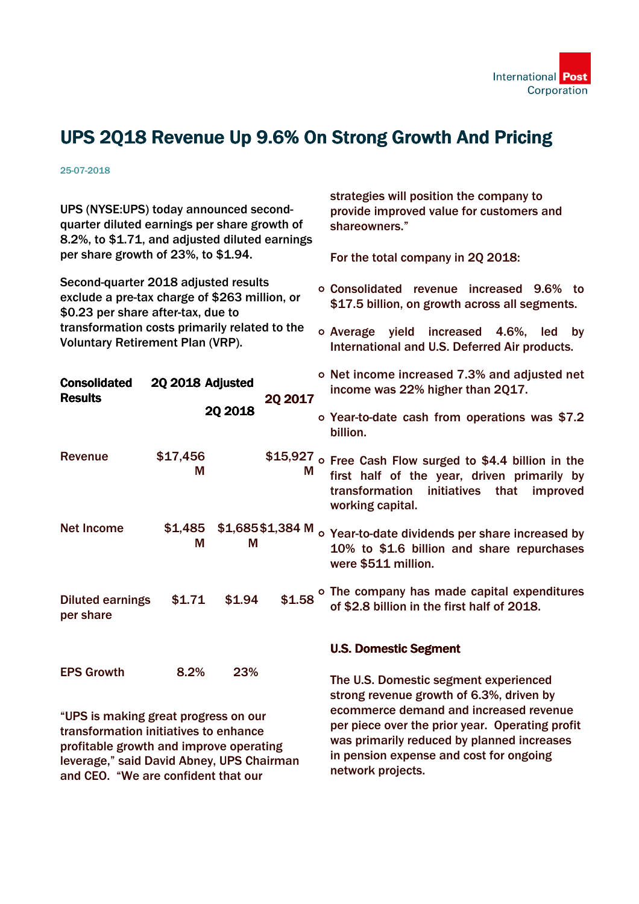# UPS 2Q18 Revenue Up 9.6% On Strong Growth And Pricing

25-07-2018

UPS (NYSE:UPS) today announced second-quarter diluted earnings per share growth of 8.2%, to $1.71, and adjusted diluted earnings per share growth of 23%, to $1.94.

Second-quarter 2018 adjusted results exclude a pre-tax charge of $263 million, or $0.23 per share after-tax, due to transformation costs primarily related to the Voluntary Retirement Plan (VRP).

| Consolidated Results | 2Q 2018 | Adjusted 2Q 2018 | 2Q 2017 |
|---|---|---|---|
| Revenue | $17,456 M | | $15,927 M |
| Net Income | $1,485 M | $1,685 M | $1,384 M |
| Diluted earnings per share | $1.71 | $1.94 | $1.58 |
| EPS Growth | 8.2% | 23% | |

"UPS is making great progress on our transformation initiatives to enhance profitable growth and improve operating leverage," said David Abney, UPS Chairman and CEO. "We are confident that our strategies will position the company to provide improved value for customers and shareowners."

For the total company in 2Q 2018:

- Consolidated revenue increased 9.6% to $17.5 billion, on growth across all segments.
- Average yield increased 4.6%, led by International and U.S. Deferred Air products.
- Net income increased 7.3% and adjusted net income was 22% higher than 2Q17.
- Year-to-date cash from operations was $7.2 billion.
- Free Cash Flow surged to $4.4 billion in the first half of the year, driven primarily by transformation initiatives that improved working capital.
- Year-to-date dividends per share increased by 10% to $1.6 billion and share repurchases were $511 million.
- The company has made capital expenditures of $2.8 billion in the first half of 2018.

## U.S. Domestic Segment

The U.S. Domestic segment experienced strong revenue growth of 6.3%, driven by ecommerce demand and increased revenue per piece over the prior year. Operating profit was primarily reduced by planned increases in pension expense and cost for ongoing network projects.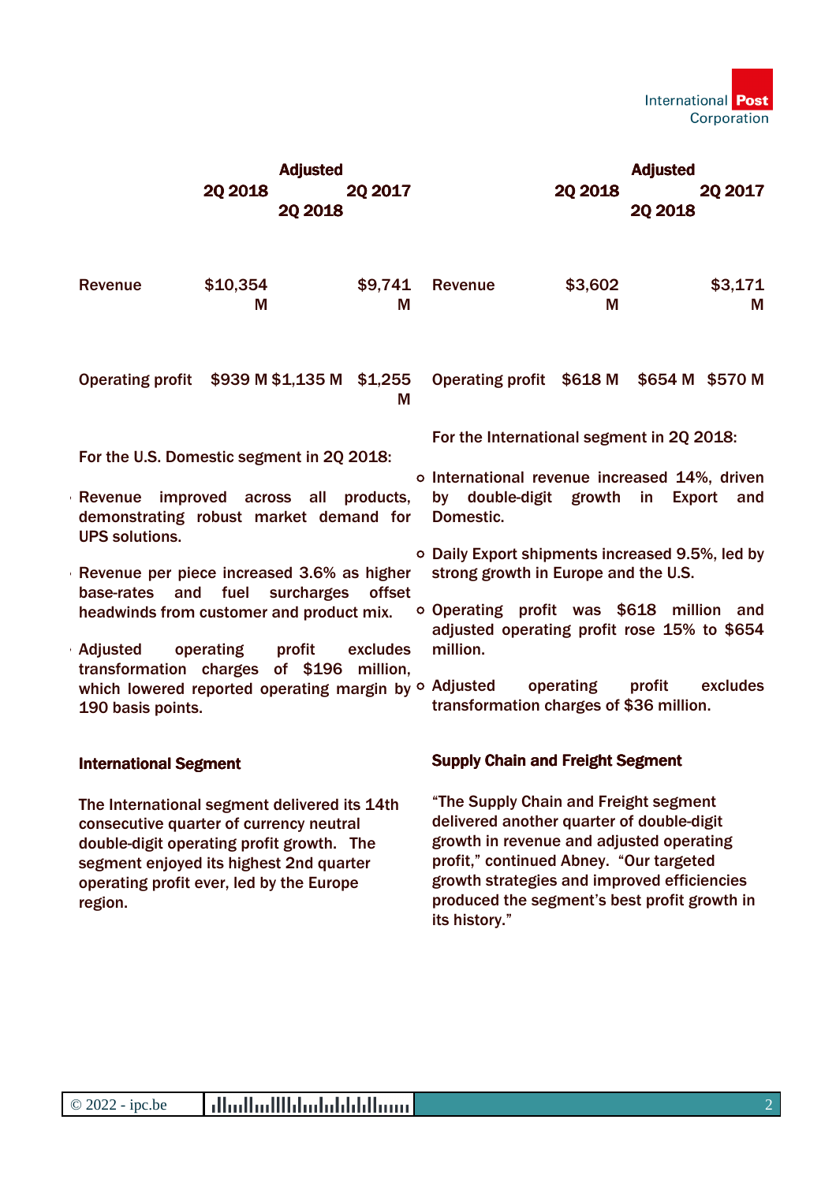| | 2Q 2018 | Adjusted 2Q 2018 | 2Q 2017 |
|---|---|---|---|
| Revenue | $10,354 M | | $9,741 M |
| Operating profit | $939 M | $1,135 M | $1,255 M |

For the U.S. Domestic segment in 2Q 2018:

- Revenue improved across all products, demonstrating robust market demand for UPS solutions.
- Revenue per piece increased 3.6% as higher base-rates and fuel surcharges offset headwinds from customer and product mix.
- Adjusted operating profit excludes transformation charges of $196 million, which lowered reported operating margin by 190 basis points.

**International Segment**

The International segment delivered its 14th consecutive quarter of currency neutral double-digit operating profit growth. The segment enjoyed its highest 2nd quarter operating profit ever, led by the Europe region.

| | 2Q 2018 | Adjusted 2Q 2018 | 2Q 2017 |
|---|---|---|---|
| Revenue | $3,602 M | | $3,171 M |
| Operating profit | $618 M | $654 M | $570 M |

For the International segment in 2Q 2018:

- International revenue increased 14%, driven by double-digit growth in Export and Domestic.
- Daily Export shipments increased 9.5%, led by strong growth in Europe and the U.S.
- Operating profit was $618 million and adjusted operating profit rose 15% to $654 million.
- Adjusted operating profit excludes transformation charges of $36 million.

**Supply Chain and Freight Segment**

"The Supply Chain and Freight segment delivered another quarter of double-digit growth in revenue and adjusted operating profit," continued Abney. "Our targeted growth strategies and improved efficiencies produced the segment's best profit growth in its history."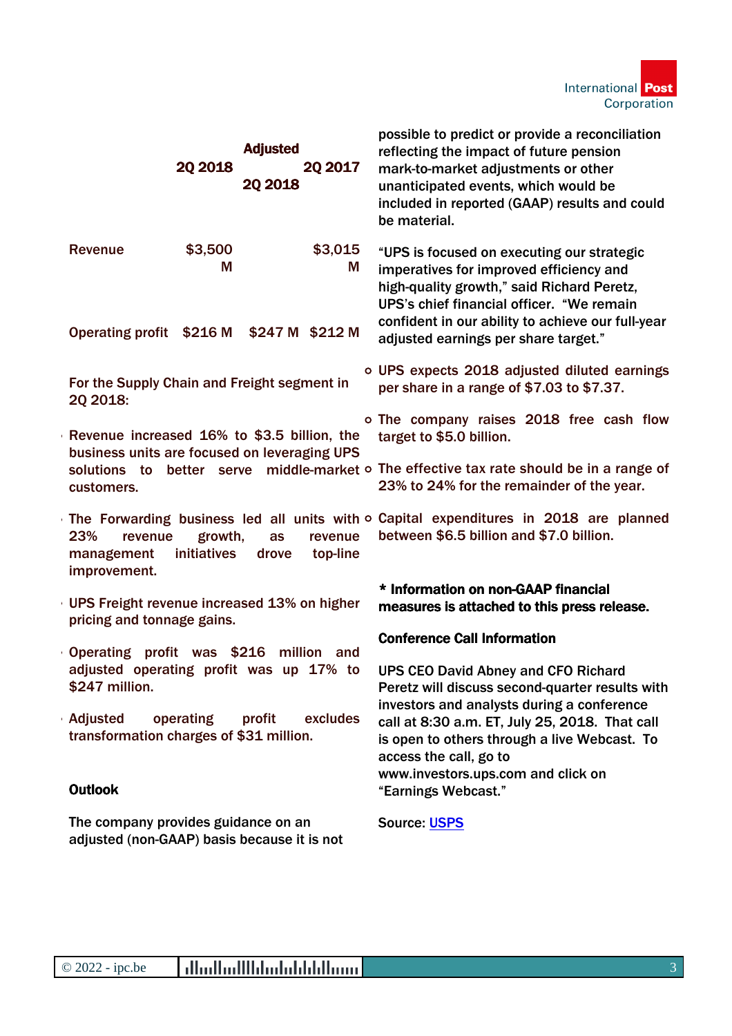| | 2Q 2018 | Adjusted 2Q 2018 | 2Q 2017 |
|---|---|---|---|
| Revenue | $3,500 M | | $3,015 M |
| Operating profit | $216 M | $247 M | $212 M |

For the Supply Chain and Freight segment in 2Q 2018:

- Revenue increased 16% to $3.5 billion, the business units are focused on leveraging UPS solutions to better serve middle-market customers.
- The Forwarding business led all units with 23% revenue growth, as revenue management initiatives drove top-line improvement.
- UPS Freight revenue increased 13% on higher pricing and tonnage gains.
- Operating profit was $216 million and adjusted operating profit was up 17% to $247 million.
- Adjusted operating profit excludes transformation charges of $31 million.

**Outlook**

The company provides guidance on an adjusted (non-GAAP) basis because it is not possible to predict or provide a reconciliation reflecting the impact of future pension mark-to-market adjustments or other unanticipated events, which would be included in reported (GAAP) results and could be material.

"UPS is focused on executing our strategic imperatives for improved efficiency and high-quality growth," said Richard Peretz, UPS's chief financial officer. "We remain confident in our ability to achieve our full-year adjusted earnings per share target."

- UPS expects 2018 adjusted diluted earnings per share in a range of $7.03 to $7.37.
- The company raises 2018 free cash flow target to $5.0 billion.
- The effective tax rate should be in a range of 23% to 24% for the remainder of the year.
- Capital expenditures in 2018 are planned between $6.5 billion and $7.0 billion.

**\* Information on non-GAAP financial measures is attached to this press release.**

**Conference Call Information**

UPS CEO David Abney and CFO Richard Peretz will discuss second-quarter results with investors and analysts during a conference call at 8:30 a.m. ET, July 25, 2018. That call is open to others through a live Webcast. To access the call, go to www.investors.ups.com and click on "Earnings Webcast."

Source: USPS